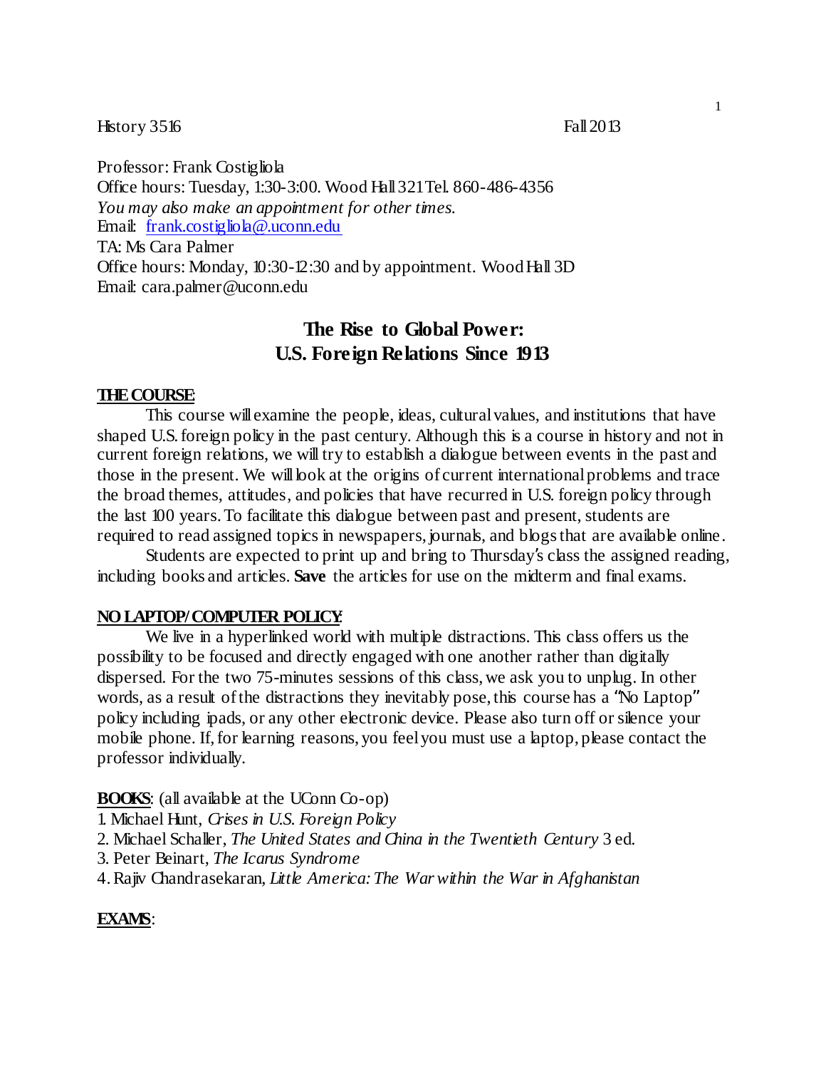History 3516 Fall 2013

Professor: Frank Costigliola
Office hours: Tuesday, 1:30-3:00. Wood Hall 321 Tel. 860-486-4356
*You may also make an appointment for other times.*
Email: [frank.costigliola@.uconn.edu](mailto:frank.costigliola@.uconn.edu)
TA: Ms Cara Palmer
Office hours: Monday, 10:30-12:30 and by appointment. Wood Hall 3D
Email: cara.palmer@uconn.edu

## The Rise to Global Power: U.S. Foreign Relations Since 1913

**THE COURSE**:

This course will examine the people, ideas, cultural values, and institutions that have shaped U.S. foreign policy in the past century. Although this is a course in history and not in current foreign relations, we will try to establish a dialogue between events in the past and those in the present. We will look at the origins of current international problems and trace the broad themes, attitudes, and policies that have recurred in U.S. foreign policy through the last 100 years. To facilitate this dialogue between past and present, students are required to read assigned topics in newspapers, journals, and blogs that are available online.

Students are expected to print up and bring to Thursday's class the assigned reading, including books and articles. **Save** the articles for use on the midterm and final exams.

**NO LAPTOP/COMPUTER POLICY**:

We live in a hyperlinked world with multiple distractions. This class offers us the possibility to be focused and directly engaged with one another rather than digitally dispersed. For the two 75-minutes sessions of this class, we ask you to unplug. In other words, as a result of the distractions they inevitably pose, this course has a "No Laptop" policy including ipads, or any other electronic device. Please also turn off or silence your mobile phone. If, for learning reasons, you feel you must use a laptop, please contact the professor individually.

**BOOKS**: (all available at the UConn Co-op)

1. Michael Hunt, *Crises in U.S. Foreign Policy*
2. Michael Schaller, *The United States and China in the Twentieth Century* 3 ed.
3. Peter Beinart, *The Icarus Syndrome*
4. Rajiv Chandrasekaran, *Little America: The War within the War in Afghanistan*

**EXAMS**: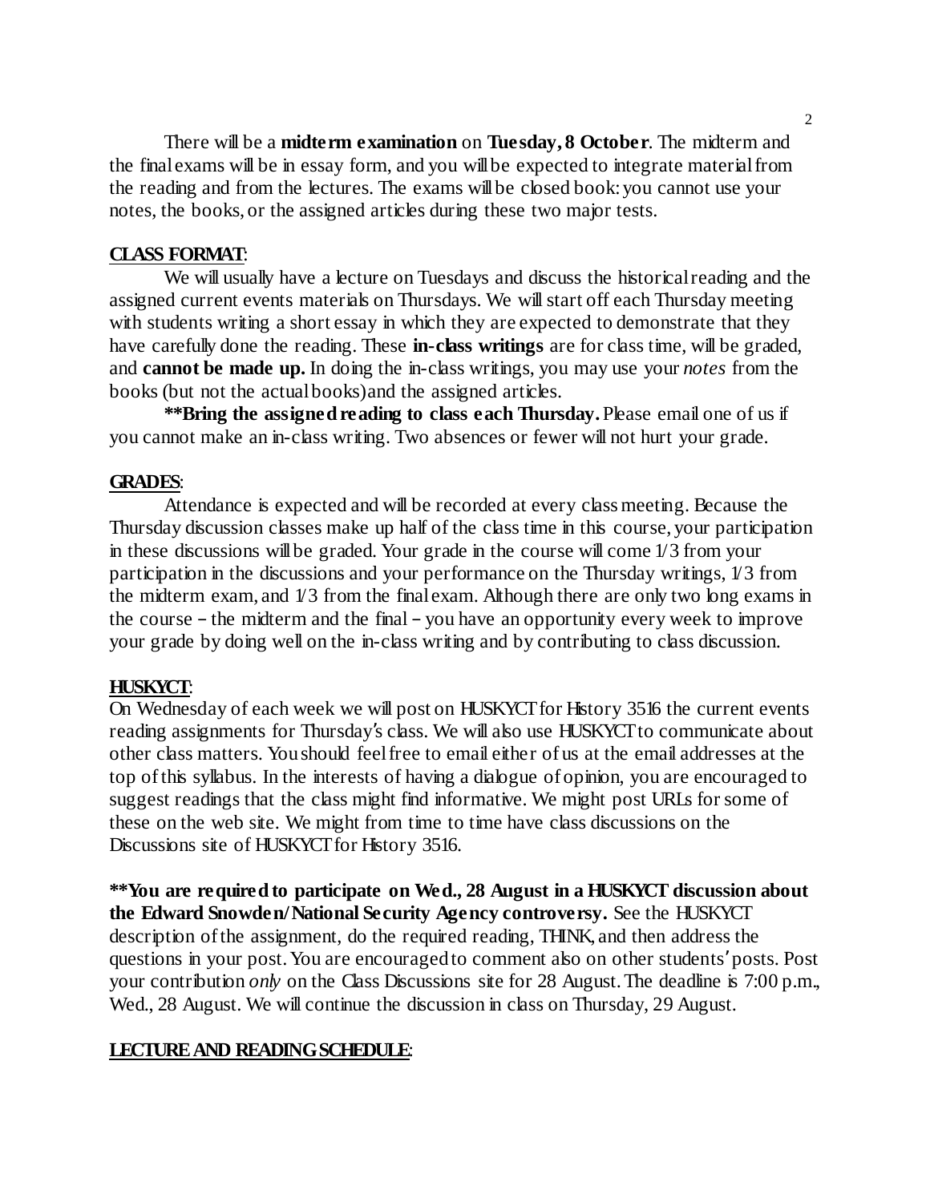There will be a **midterm examination** on **Tuesday, 8 October**. The midterm and the final exams will be in essay form, and you will be expected to integrate material from the reading and from the lectures. The exams will be closed book: you cannot use your notes, the books, or the assigned articles during these two major tests.

**CLASS FORMAT**:

We will usually have a lecture on Tuesdays and discuss the historical reading and the assigned current events materials on Thursdays. We will start off each Thursday meeting with students writing a short essay in which they are expected to demonstrate that they have carefully done the reading. These **in-class writings** are for class time, will be graded, and **cannot be made up.** In doing the in-class writings, you may use your *notes* from the books (but not the actual books) and the assigned articles.

**\*\*Bring the assigned reading to class each Thursday.** Please email one of us if you cannot make an in-class writing. Two absences or fewer will not hurt your grade.

**GRADES**:

Attendance is expected and will be recorded at every class meeting. Because the Thursday discussion classes make up half of the class time in this course, your participation in these discussions will be graded. Your grade in the course will come 1/3 from your participation in the discussions and your performance on the Thursday writings, 1/3 from the midterm exam, and 1/3 from the final exam. Although there are only two long exams in the course – the midterm and the final – you have an opportunity every week to improve your grade by doing well on the in-class writing and by contributing to class discussion.

**HUSKYCT**:

On Wednesday of each week we will post on HUSKYCT for History 3516 the current events reading assignments for Thursday's class. We will also use HUSKYCT to communicate about other class matters. You should feel free to email either of us at the email addresses at the top of this syllabus. In the interests of having a dialogue of opinion, you are encouraged to suggest readings that the class might find informative. We might post URLs for some of these on the web site. We might from time to time have class discussions on the Discussions site of HUSKYCT for History 3516.

**\*\*You are required to participate on Wed., 28 August in a HUSKYCT discussion about the Edward Snowden/National Security Agency controversy.** See the HUSKYCT description of the assignment, do the required reading, THINK, and then address the questions in your post. You are encouraged to comment also on other students' posts. Post your contribution *only* on the Class Discussions site for 28 August. The deadline is 7:00 p.m., Wed., 28 August. We will continue the discussion in class on Thursday, 29 August.

**LECTURE AND READING SCHEDULE**: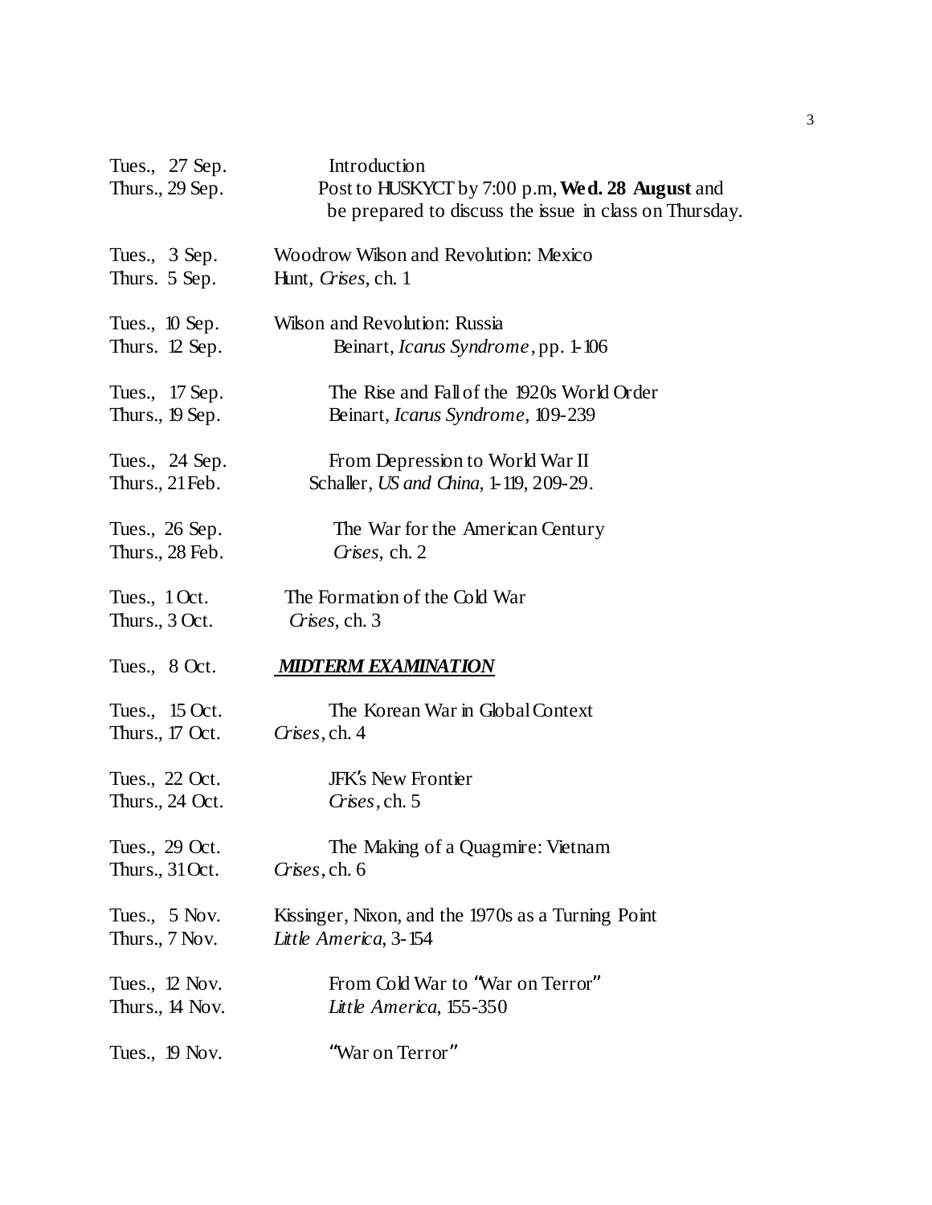| | |
|---|---|
| Tues., 27 Sep. | Introduction |
| Thurs., 29 Sep. | Post to HUSKYCT by 7:00 p.m, **Wed. 28 August** and be prepared to discuss the issue in class on Thursday. |
| Tues., 3 Sep. | Woodrow Wilson and Revolution: Mexico |
| Thurs. 5 Sep. | Hunt, *Crises*, ch. 1 |
| Tues., 10 Sep. | Wilson and Revolution: Russia |
| Thurs. 12 Sep. | Beinart, *Icarus Syndrome*, pp. 1-106 |
| Tues., 17 Sep. | The Rise and Fall of the 1920s World Order |
| Thurs., 19 Sep. | Beinart, *Icarus Syndrome*, 109-239 |
| Tues., 24 Sep. | From Depression to World War II |
| Thurs., 21 Feb. | Schaller, *US and China*, 1-119, 209-29. |
| Tues., 26 Sep. | The War for the American Century |
| Thurs., 28 Feb. | *Crises*, ch. 2 |
| Tues., 1 Oct. | The Formation of the Cold War |
| Thurs., 3 Oct. | *Crises*, ch. 3 |
| Tues., 8 Oct. | ***MIDTERM EXAMINATION*** |
| Tues., 15 Oct. | The Korean War in Global Context |
| Thurs., 17 Oct. | *Crises*, ch. 4 |
| Tues., 22 Oct. | JFK's New Frontier |
| Thurs., 24 Oct. | *Crises*, ch. 5 |
| Tues., 29 Oct. | The Making of a Quagmire: Vietnam |
| Thurs., 31 Oct. | *Crises*, ch. 6 |
| Tues., 5 Nov. | Kissinger, Nixon, and the 1970s as a Turning Point |
| Thurs., 7 Nov. | *Little America*, 3-154 |
| Tues., 12 Nov. | From Cold War to "War on Terror" |
| Thurs., 14 Nov. | *Little America*, 155-350 |
| Tues., 19 Nov. | "War on Terror" |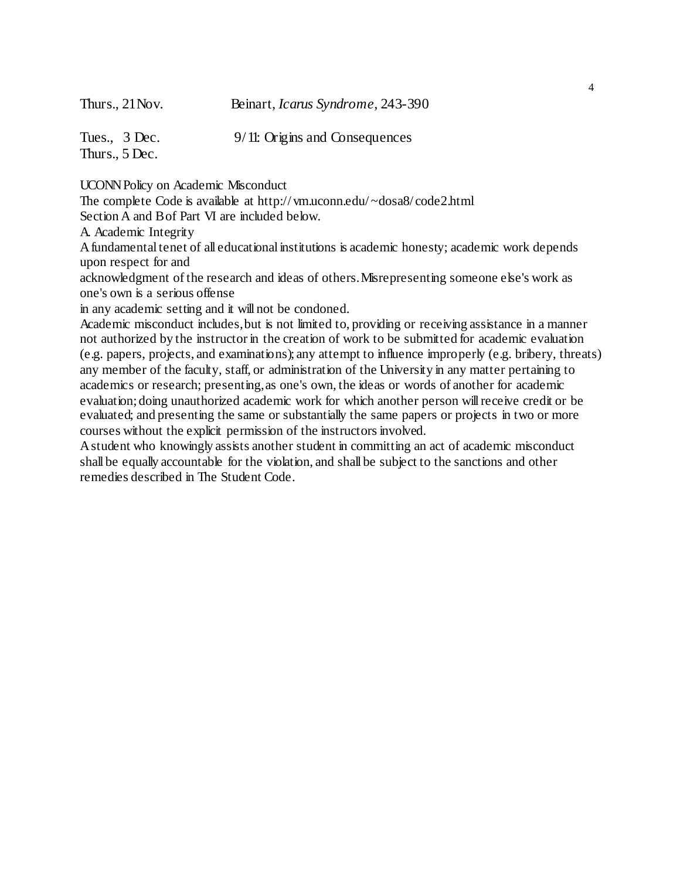| | |
|---|---|
| Thurs., 21 Nov. | Beinart, *Icarus Syndrome*, 243-390 |
| Tues., 3 Dec. | 9/11: Origins and Consequences |
| Thurs., 5 Dec. | |

UCONN Policy on Academic Misconduct

The complete Code is available at http://vm.uconn.edu/~dosa8/code2.html

Section A and B of Part VI are included below.

A. Academic Integrity

A fundamental tenet of all educational institutions is academic honesty; academic work depends upon respect for and acknowledgment of the research and ideas of others. Misrepresenting someone else's work as one's own is a serious offense in any academic setting and it will not be condoned.

Academic misconduct includes, but is not limited to, providing or receiving assistance in a manner not authorized by the instructor in the creation of work to be submitted for academic evaluation (e.g. papers, projects, and examinations); any attempt to influence improperly (e.g. bribery, threats) any member of the faculty, staff, or administration of the University in any matter pertaining to academics or research; presenting, as one's own, the ideas or words of another for academic evaluation; doing unauthorized academic work for which another person will receive credit or be evaluated; and presenting the same or substantially the same papers or projects in two or more courses without the explicit permission of the instructors involved.

A student who knowingly assists another student in committing an act of academic misconduct shall be equally accountable for the violation, and shall be subject to the sanctions and other remedies described in The Student Code.